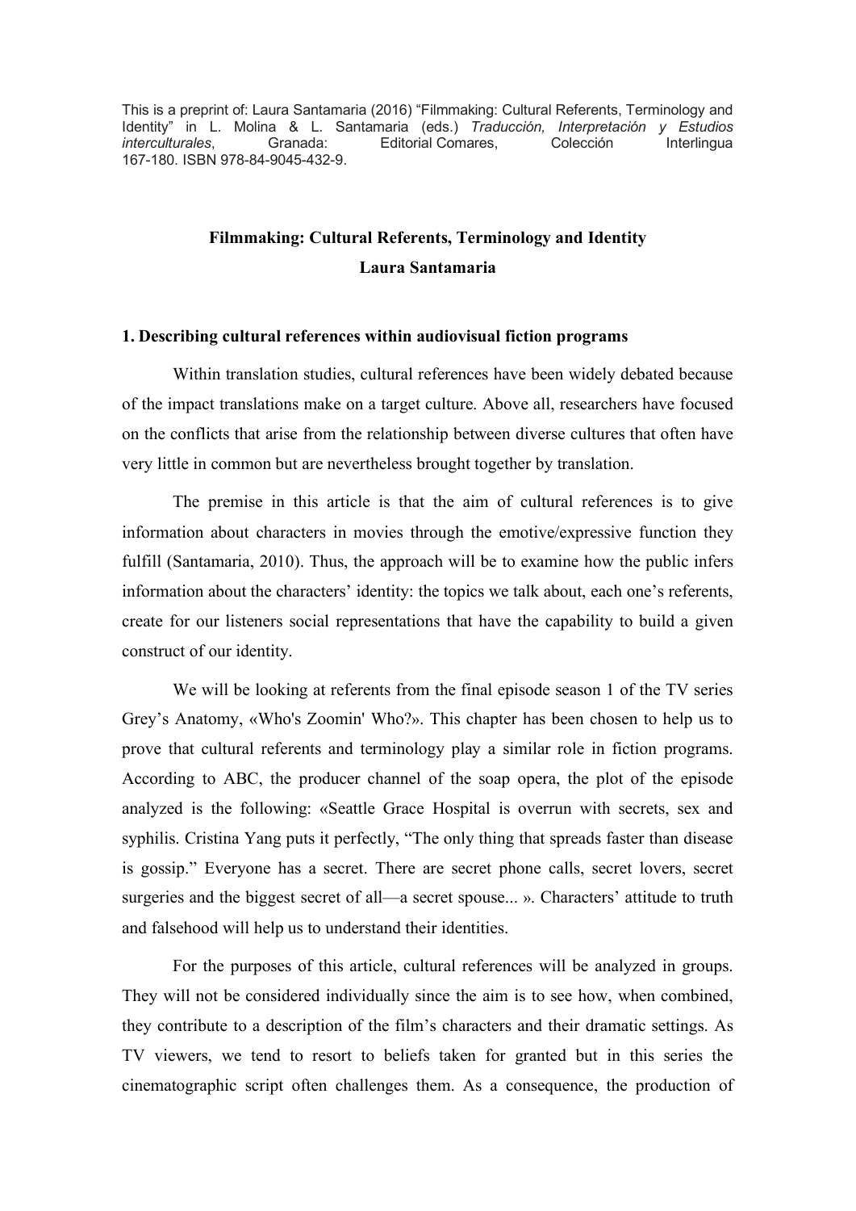This is a preprint of: Laura Santamaria (2016) “Filmmaking: Cultural Referents, Terminology and Identity” in L. Molina & L. Santamaria (eds.) *Traducción, Interpretación y Estudios interculturales*, Granada: Editorial Comares, Colección Interlingua 167-180. ISBN 978-84-9045-432-9.

# Filmmaking: Cultural Referents, Terminology and Identity

**Laura Santamaria**

## 1. Describing cultural references within audiovisual fiction programs

Within translation studies, cultural references have been widely debated because of the impact translations make on a target culture. Above all, researchers have focused on the conflicts that arise from the relationship between diverse cultures that often have very little in common but are nevertheless brought together by translation.

The premise in this article is that the aim of cultural references is to give information about characters in movies through the emotive/expressive function they fulfill (Santamaria, 2010). Thus, the approach will be to examine how the public infers information about the characters' identity: the topics we talk about, each one's referents, create for our listeners social representations that have the capability to build a given construct of our identity.

We will be looking at referents from the final episode season 1 of the TV series Grey's Anatomy, «Who's Zoomin' Who?». This chapter has been chosen to help us to prove that cultural referents and terminology play a similar role in fiction programs. According to ABC, the producer channel of the soap opera, the plot of the episode analyzed is the following: «Seattle Grace Hospital is overrun with secrets, sex and syphilis. Cristina Yang puts it perfectly, “The only thing that spreads faster than disease is gossip.” Everyone has a secret. There are secret phone calls, secret lovers, secret surgeries and the biggest secret of all—a secret spouse... ». Characters' attitude to truth and falsehood will help us to understand their identities.

For the purposes of this article, cultural references will be analyzed in groups. They will not be considered individually since the aim is to see how, when combined, they contribute to a description of the film's characters and their dramatic settings. As TV viewers, we tend to resort to beliefs taken for granted but in this series the cinematographic script often challenges them. As a consequence, the production of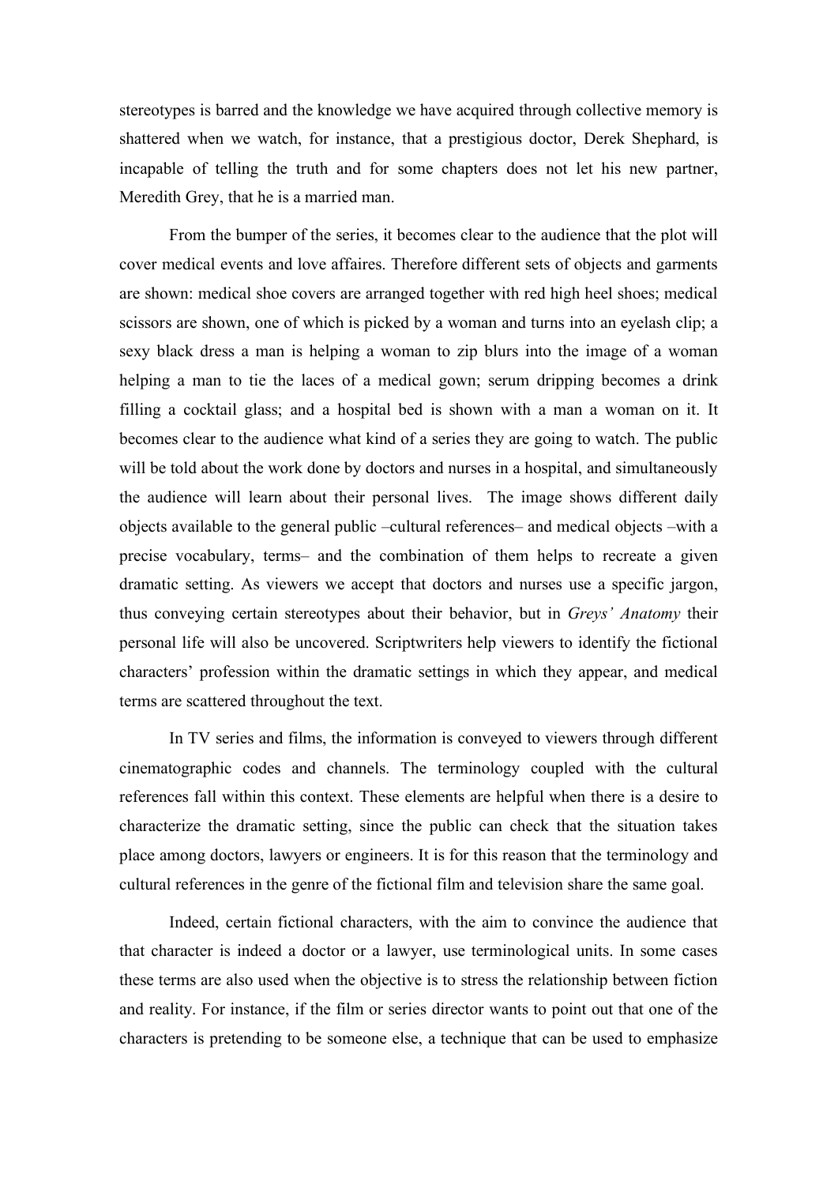stereotypes is barred and the knowledge we have acquired through collective memory is shattered when we watch, for instance, that a prestigious doctor, Derek Shephard, is incapable of telling the truth and for some chapters does not let his new partner, Meredith Grey, that he is a married man.

From the bumper of the series, it becomes clear to the audience that the plot will cover medical events and love affaires. Therefore different sets of objects and garments are shown: medical shoe covers are arranged together with red high heel shoes; medical scissors are shown, one of which is picked by a woman and turns into an eyelash clip; a sexy black dress a man is helping a woman to zip blurs into the image of a woman helping a man to tie the laces of a medical gown; serum dripping becomes a drink filling a cocktail glass; and a hospital bed is shown with a man a woman on it. It becomes clear to the audience what kind of a series they are going to watch. The public will be told about the work done by doctors and nurses in a hospital, and simultaneously the audience will learn about their personal lives. The image shows different daily objects available to the general public –cultural references– and medical objects –with a precise vocabulary, terms– and the combination of them helps to recreate a given dramatic setting. As viewers we accept that doctors and nurses use a specific jargon, thus conveying certain stereotypes about their behavior, but in *Greys' Anatomy* their personal life will also be uncovered. Scriptwriters help viewers to identify the fictional characters' profession within the dramatic settings in which they appear, and medical terms are scattered throughout the text.

In TV series and films, the information is conveyed to viewers through different cinematographic codes and channels. The terminology coupled with the cultural references fall within this context. These elements are helpful when there is a desire to characterize the dramatic setting, since the public can check that the situation takes place among doctors, lawyers or engineers. It is for this reason that the terminology and cultural references in the genre of the fictional film and television share the same goal.

Indeed, certain fictional characters, with the aim to convince the audience that that character is indeed a doctor or a lawyer, use terminological units. In some cases these terms are also used when the objective is to stress the relationship between fiction and reality. For instance, if the film or series director wants to point out that one of the characters is pretending to be someone else, a technique that can be used to emphasize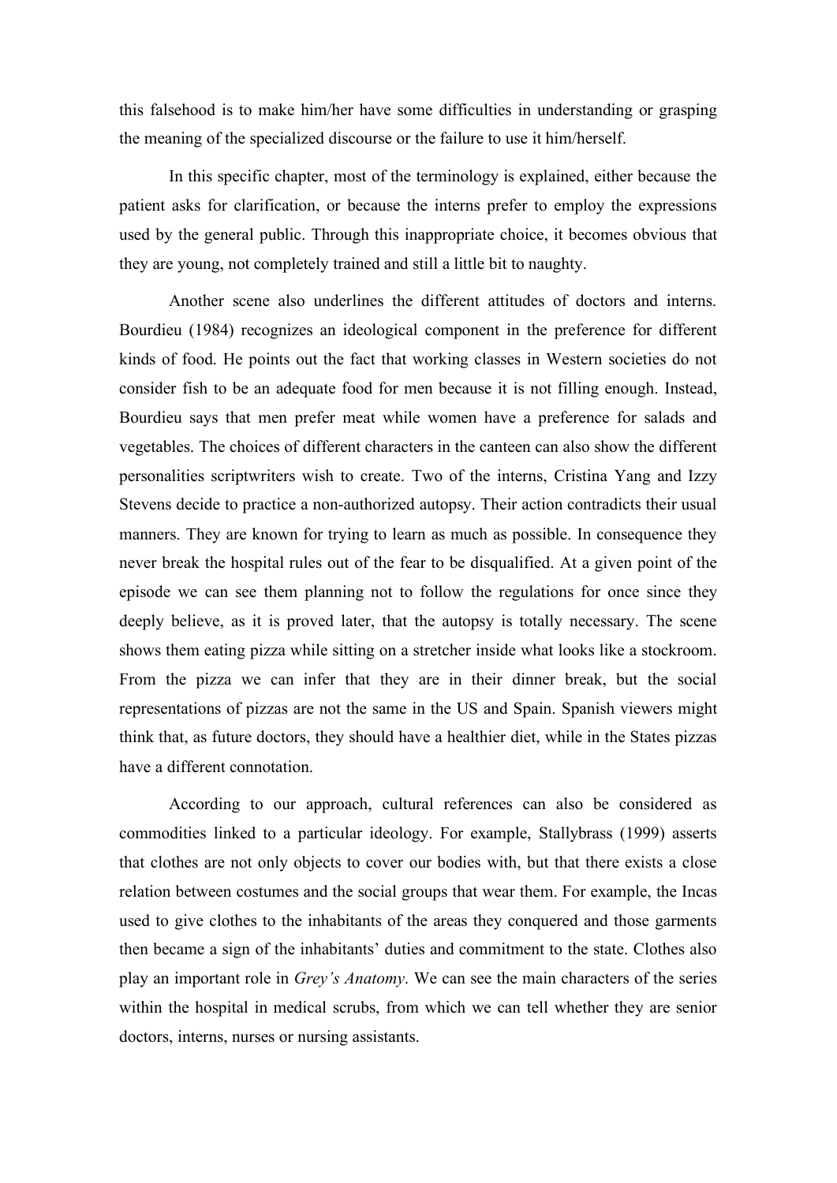this falsehood is to make him/her have some difficulties in understanding or grasping the meaning of the specialized discourse or the failure to use it him/herself.

In this specific chapter, most of the terminology is explained, either because the patient asks for clarification, or because the interns prefer to employ the expressions used by the general public. Through this inappropriate choice, it becomes obvious that they are young, not completely trained and still a little bit to naughty.

Another scene also underlines the different attitudes of doctors and interns. Bourdieu (1984) recognizes an ideological component in the preference for different kinds of food. He points out the fact that working classes in Western societies do not consider fish to be an adequate food for men because it is not filling enough. Instead, Bourdieu says that men prefer meat while women have a preference for salads and vegetables. The choices of different characters in the canteen can also show the different personalities scriptwriters wish to create. Two of the interns, Cristina Yang and Izzy Stevens decide to practice a non-authorized autopsy. Their action contradicts their usual manners. They are known for trying to learn as much as possible. In consequence they never break the hospital rules out of the fear to be disqualified. At a given point of the episode we can see them planning not to follow the regulations for once since they deeply believe, as it is proved later, that the autopsy is totally necessary. The scene shows them eating pizza while sitting on a stretcher inside what looks like a stockroom. From the pizza we can infer that they are in their dinner break, but the social representations of pizzas are not the same in the US and Spain. Spanish viewers might think that, as future doctors, they should have a healthier diet, while in the States pizzas have a different connotation.

According to our approach, cultural references can also be considered as commodities linked to a particular ideology. For example, Stallybrass (1999) asserts that clothes are not only objects to cover our bodies with, but that there exists a close relation between costumes and the social groups that wear them. For example, the Incas used to give clothes to the inhabitants of the areas they conquered and those garments then became a sign of the inhabitants' duties and commitment to the state. Clothes also play an important role in *Grey's Anatomy*. We can see the main characters of the series within the hospital in medical scrubs, from which we can tell whether they are senior doctors, interns, nurses or nursing assistants.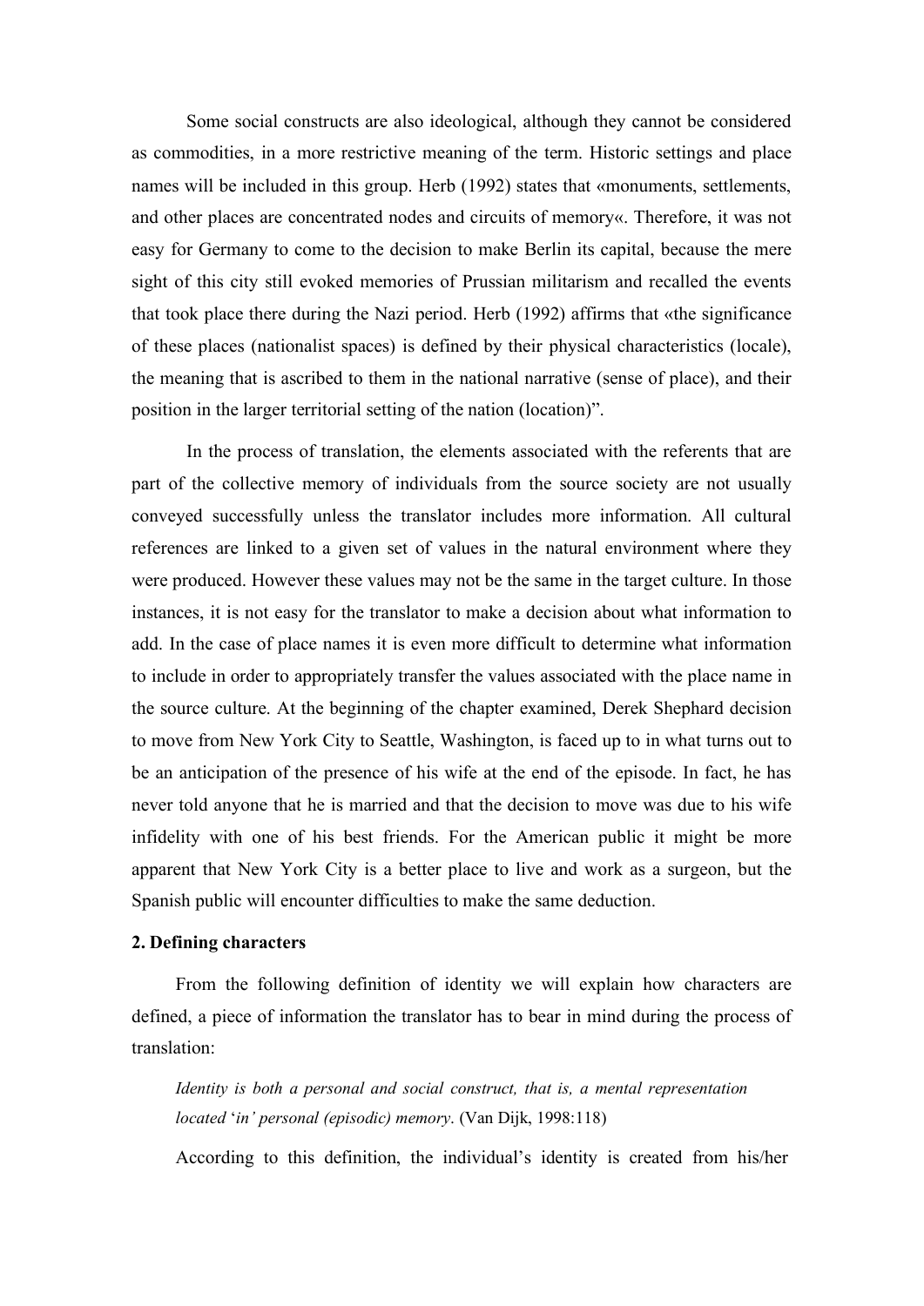Some social constructs are also ideological, although they cannot be considered as commodities, in a more restrictive meaning of the term. Historic settings and place names will be included in this group. Herb (1992) states that «monuments, settlements, and other places are concentrated nodes and circuits of memory«. Therefore, it was not easy for Germany to come to the decision to make Berlin its capital, because the mere sight of this city still evoked memories of Prussian militarism and recalled the events that took place there during the Nazi period. Herb (1992) affirms that «the significance of these places (nationalist spaces) is defined by their physical characteristics (locale), the meaning that is ascribed to them in the national narrative (sense of place), and their position in the larger territorial setting of the nation (location)".

In the process of translation, the elements associated with the referents that are part of the collective memory of individuals from the source society are not usually conveyed successfully unless the translator includes more information. All cultural references are linked to a given set of values in the natural environment where they were produced. However these values may not be the same in the target culture. In those instances, it is not easy for the translator to make a decision about what information to add. In the case of place names it is even more difficult to determine what information to include in order to appropriately transfer the values associated with the place name in the source culture. At the beginning of the chapter examined, Derek Shephard decision to move from New York City to Seattle, Washington, is faced up to in what turns out to be an anticipation of the presence of his wife at the end of the episode. In fact, he has never told anyone that he is married and that the decision to move was due to his wife infidelity with one of his best friends. For the American public it might be more apparent that New York City is a better place to live and work as a surgeon, but the Spanish public will encounter difficulties to make the same deduction.

**2. Defining characters**

From the following definition of identity we will explain how characters are defined, a piece of information the translator has to bear in mind during the process of translation:

> *Identity is both a personal and social construct, that is, a mental representation located 'in' personal (episodic) memory*. (Van Dijk, 1998:118)

According to this definition, the individual's identity is created from his/her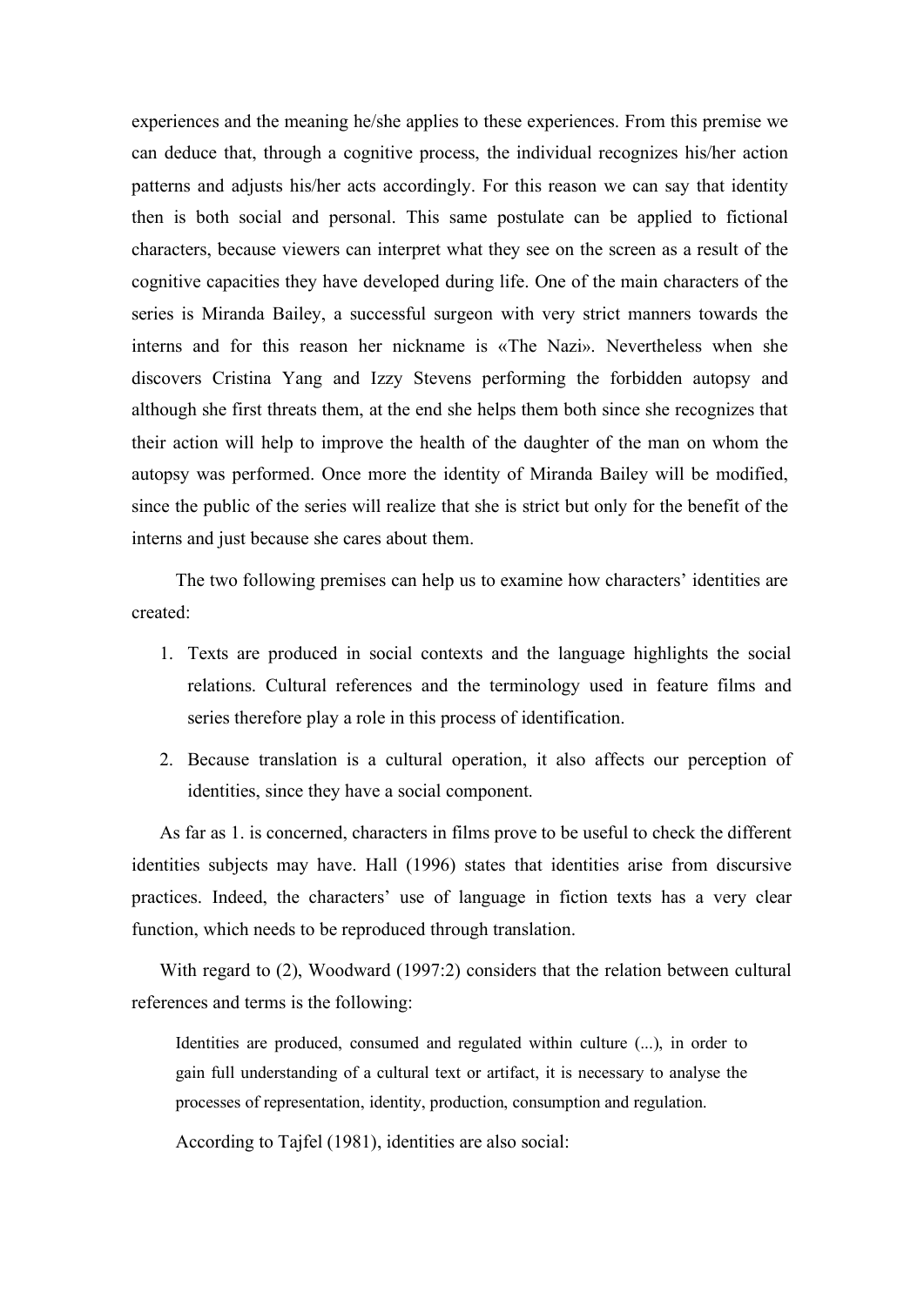experiences and the meaning he/she applies to these experiences. From this premise we can deduce that, through a cognitive process, the individual recognizes his/her action patterns and adjusts his/her acts accordingly. For this reason we can say that identity then is both social and personal. This same postulate can be applied to fictional characters, because viewers can interpret what they see on the screen as a result of the cognitive capacities they have developed during life. One of the main characters of the series is Miranda Bailey, a successful surgeon with very strict manners towards the interns and for this reason her nickname is «The Nazi». Nevertheless when she discovers Cristina Yang and Izzy Stevens performing the forbidden autopsy and although she first threats them, at the end she helps them both since she recognizes that their action will help to improve the health of the daughter of the man on whom the autopsy was performed. Once more the identity of Miranda Bailey will be modified, since the public of the series will realize that she is strict but only for the benefit of the interns and just because she cares about them.

The two following premises can help us to examine how characters' identities are created:

1. Texts are produced in social contexts and the language highlights the social relations. Cultural references and the terminology used in feature films and series therefore play a role in this process of identification.
2. Because translation is a cultural operation, it also affects our perception of identities, since they have a social component.

As far as 1. is concerned, characters in films prove to be useful to check the different identities subjects may have. Hall (1996) states that identities arise from discursive practices. Indeed, the characters' use of language in fiction texts has a very clear function, which needs to be reproduced through translation.

With regard to (2), Woodward (1997:2) considers that the relation between cultural references and terms is the following:

> Identities are produced, consumed and regulated within culture (...), in order to gain full understanding of a cultural text or artifact, it is necessary to analyse the processes of representation, identity, production, consumption and regulation.

According to Tajfel (1981), identities are also social: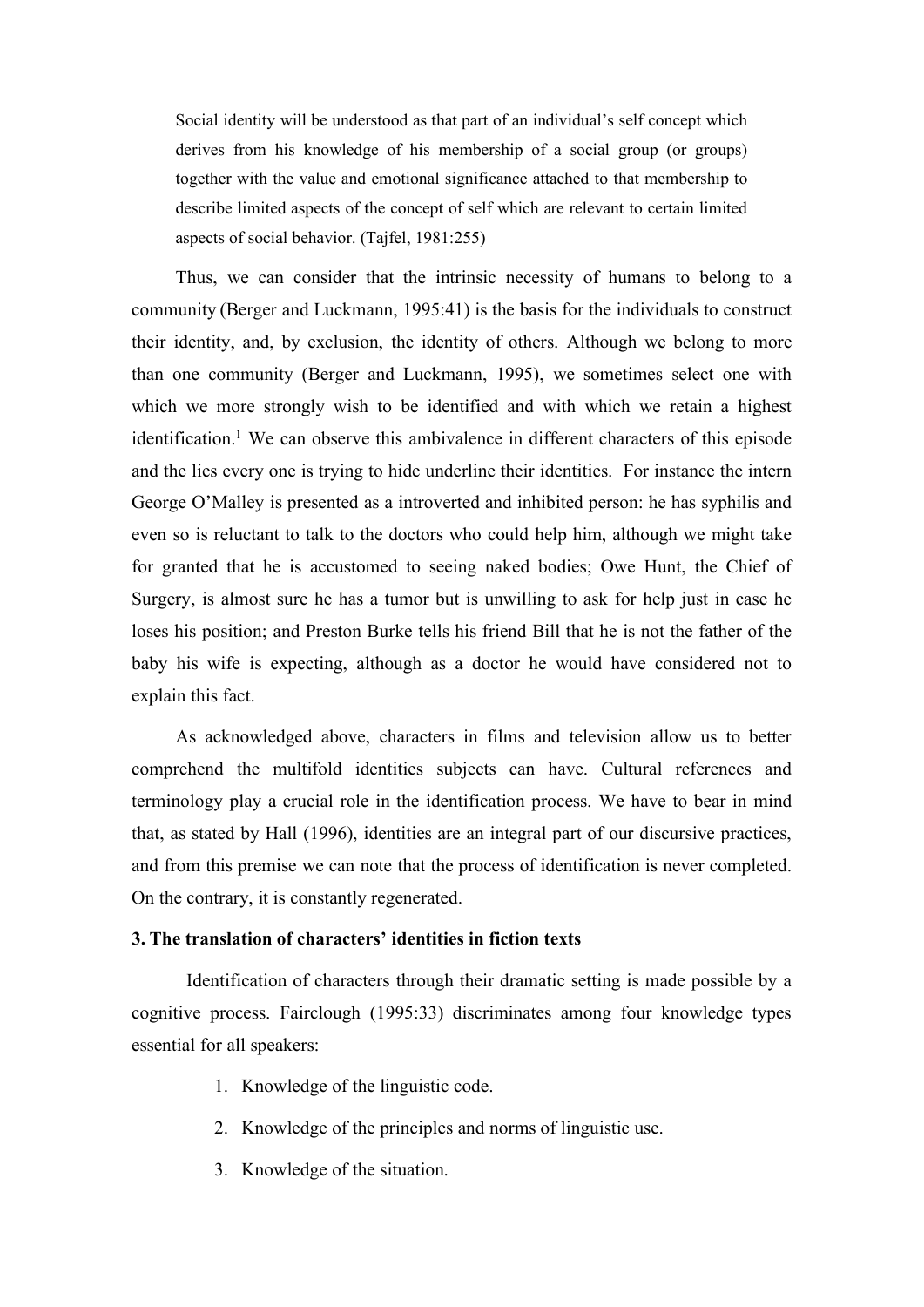> Social identity will be understood as that part of an individual's self concept which derives from his knowledge of his membership of a social group (or groups) together with the value and emotional significance attached to that membership to describe limited aspects of the concept of self which are relevant to certain limited aspects of social behavior. (Tajfel, 1981:255)

Thus, we can consider that the intrinsic necessity of humans to belong to a community (Berger and Luckmann, 1995:41) is the basis for the individuals to construct their identity, and, by exclusion, the identity of others. Although we belong to more than one community (Berger and Luckmann, 1995), we sometimes select one with which we more strongly wish to be identified and with which we retain a highest identification.[1] We can observe this ambivalence in different characters of this episode and the lies every one is trying to hide underline their identities. For instance the intern George O'Malley is presented as a introverted and inhibited person: he has syphilis and even so is reluctant to talk to the doctors who could help him, although we might take for granted that he is accustomed to seeing naked bodies; Owe Hunt, the Chief of Surgery, is almost sure he has a tumor but is unwilling to ask for help just in case he loses his position; and Preston Burke tells his friend Bill that he is not the father of the baby his wife is expecting, although as a doctor he would have considered not to explain this fact.

As acknowledged above, characters in films and television allow us to better comprehend the multifold identities subjects can have. Cultural references and terminology play a crucial role in the identification process. We have to bear in mind that, as stated by Hall (1996), identities are an integral part of our discursive practices, and from this premise we can note that the process of identification is never completed. On the contrary, it is constantly regenerated.

## 3. The translation of characters' identities in fiction texts

Identification of characters through their dramatic setting is made possible by a cognitive process. Fairclough (1995:33) discriminates among four knowledge types essential for all speakers:

1. Knowledge of the linguistic code.
2. Knowledge of the principles and norms of linguistic use.
3. Knowledge of the situation.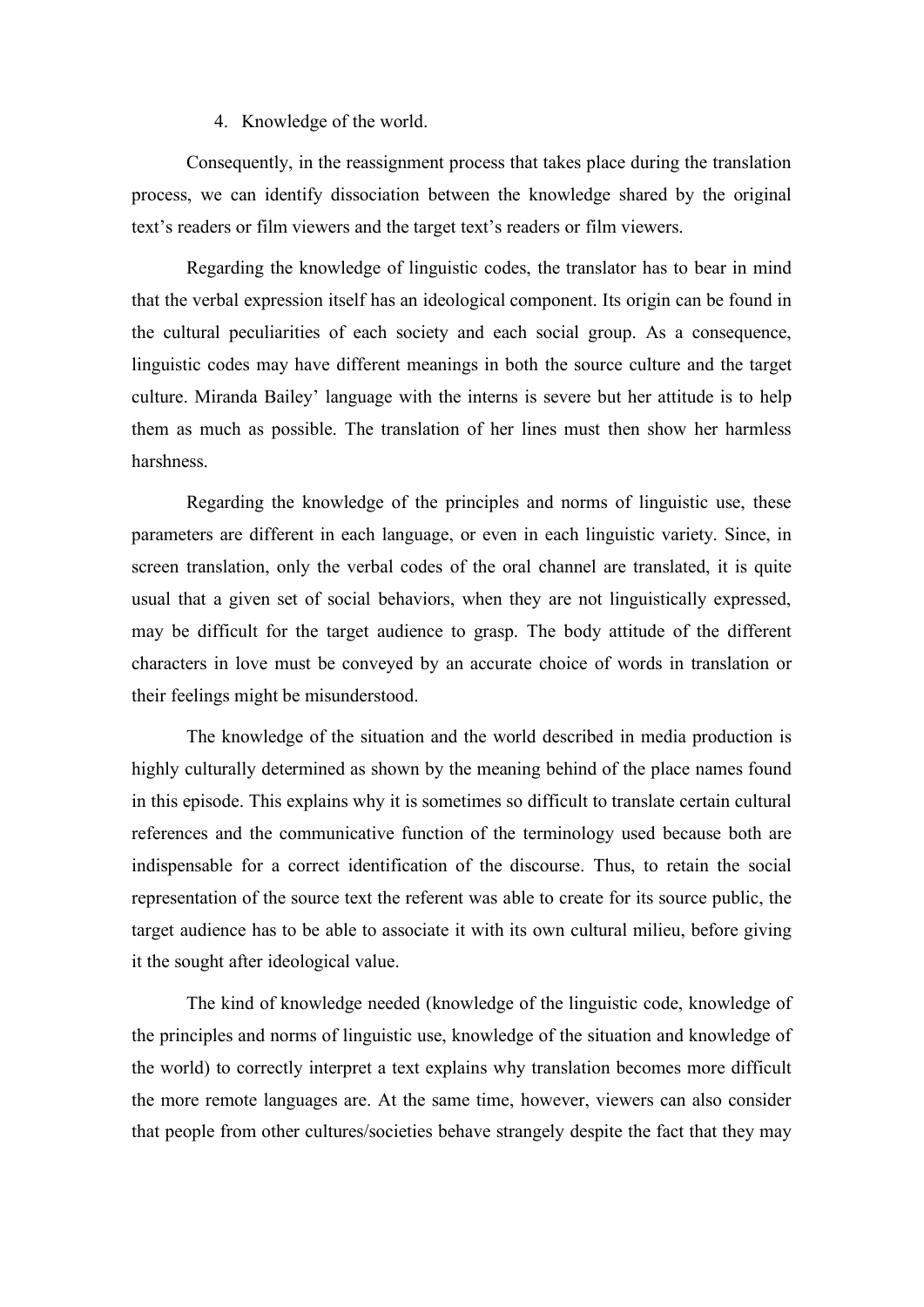4. Knowledge of the world.

Consequently, in the reassignment process that takes place during the translation process, we can identify dissociation between the knowledge shared by the original text's readers or film viewers and the target text's readers or film viewers.

Regarding the knowledge of linguistic codes, the translator has to bear in mind that the verbal expression itself has an ideological component. Its origin can be found in the cultural peculiarities of each society and each social group. As a consequence, linguistic codes may have different meanings in both the source culture and the target culture. Miranda Bailey' language with the interns is severe but her attitude is to help them as much as possible. The translation of her lines must then show her harmless harshness.

Regarding the knowledge of the principles and norms of linguistic use, these parameters are different in each language, or even in each linguistic variety. Since, in screen translation, only the verbal codes of the oral channel are translated, it is quite usual that a given set of social behaviors, when they are not linguistically expressed, may be difficult for the target audience to grasp. The body attitude of the different characters in love must be conveyed by an accurate choice of words in translation or their feelings might be misunderstood.

The knowledge of the situation and the world described in media production is highly culturally determined as shown by the meaning behind of the place names found in this episode. This explains why it is sometimes so difficult to translate certain cultural references and the communicative function of the terminology used because both are indispensable for a correct identification of the discourse. Thus, to retain the social representation of the source text the referent was able to create for its source public, the target audience has to be able to associate it with its own cultural milieu, before giving it the sought after ideological value.

The kind of knowledge needed (knowledge of the linguistic code, knowledge of the principles and norms of linguistic use, knowledge of the situation and knowledge of the world) to correctly interpret a text explains why translation becomes more difficult the more remote languages are. At the same time, however, viewers can also consider that people from other cultures/societies behave strangely despite the fact that they may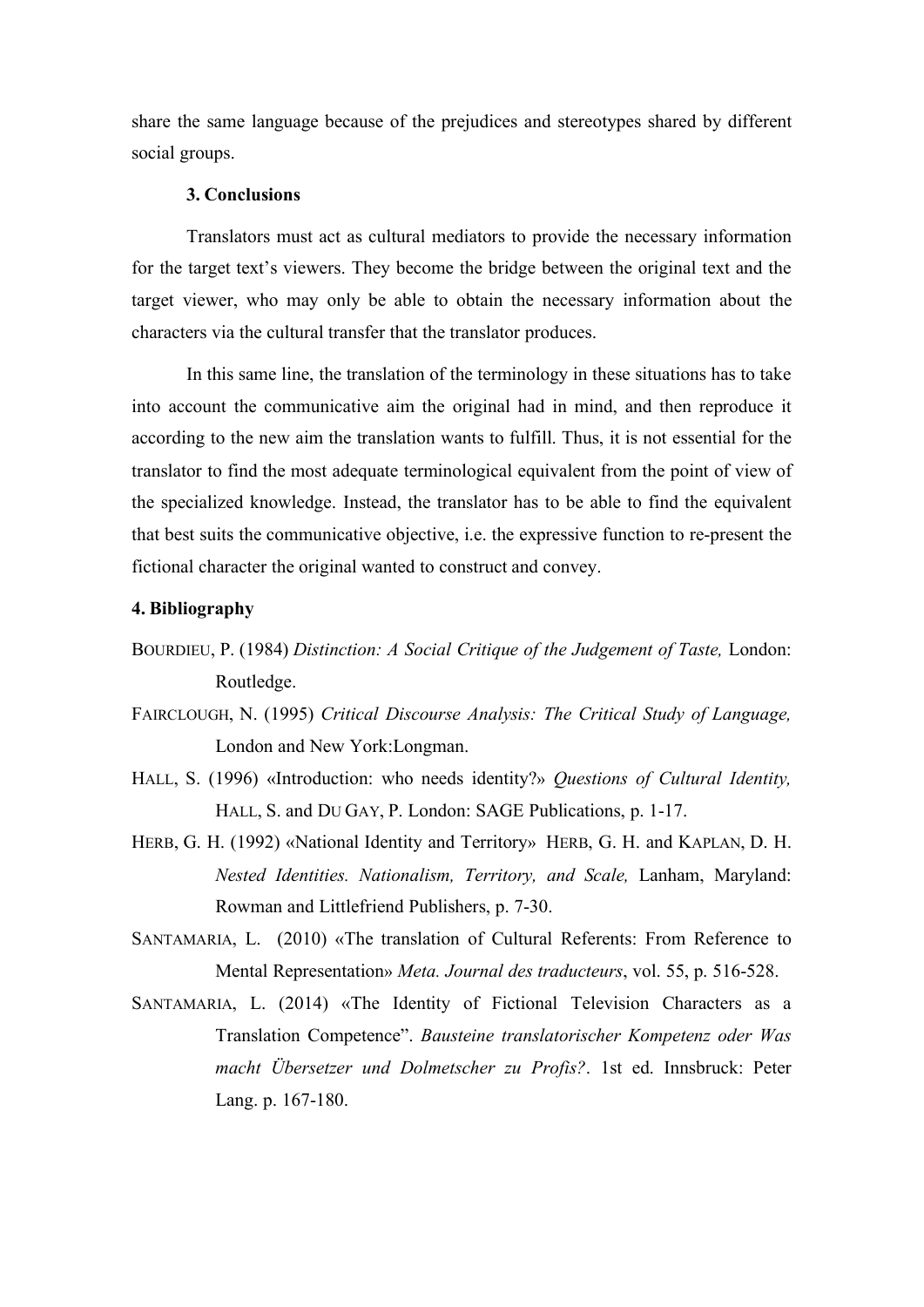share the same language because of the prejudices and stereotypes shared by different social groups.

### 3. Conclusions

Translators must act as cultural mediators to provide the necessary information for the target text's viewers. They become the bridge between the original text and the target viewer, who may only be able to obtain the necessary information about the characters via the cultural transfer that the translator produces.

In this same line, the translation of the terminology in these situations has to take into account the communicative aim the original had in mind, and then reproduce it according to the new aim the translation wants to fulfill. Thus, it is not essential for the translator to find the most adequate terminological equivalent from the point of view of the specialized knowledge. Instead, the translator has to be able to find the equivalent that best suits the communicative objective, i.e. the expressive function to re-present the fictional character the original wanted to construct and convey.

## 4. Bibliography

BOURDIEU, P. (1984) *Distinction: A Social Critique of the Judgement of Taste,* London: Routledge.

FAIRCLOUGH, N. (1995) *Critical Discourse Analysis: The Critical Study of Language,* London and New York:Longman.

HALL, S. (1996) «Introduction: who needs identity?» *Questions of Cultural Identity,* HALL, S. and DU GAY, P. London: SAGE Publications, p. 1-17.

HERB, G. H. (1992) «National Identity and Territory» HERB, G. H. and KAPLAN, D. H. *Nested Identities. Nationalism, Territory, and Scale,* Lanham, Maryland: Rowman and Littlefriend Publishers, p. 7-30.

SANTAMARIA, L. (2010) «The translation of Cultural Referents: From Reference to Mental Representation» *Meta. Journal des traducteurs*, vol. 55, p. 516-528.

SANTAMARIA, L. (2014) «The Identity of Fictional Television Characters as a Translation Competence". *Bausteine translatorischer Kompetenz oder Was macht Übersetzer und Dolmetscher zu Profis?*. 1st ed. Innsbruck: Peter Lang. p. 167-180.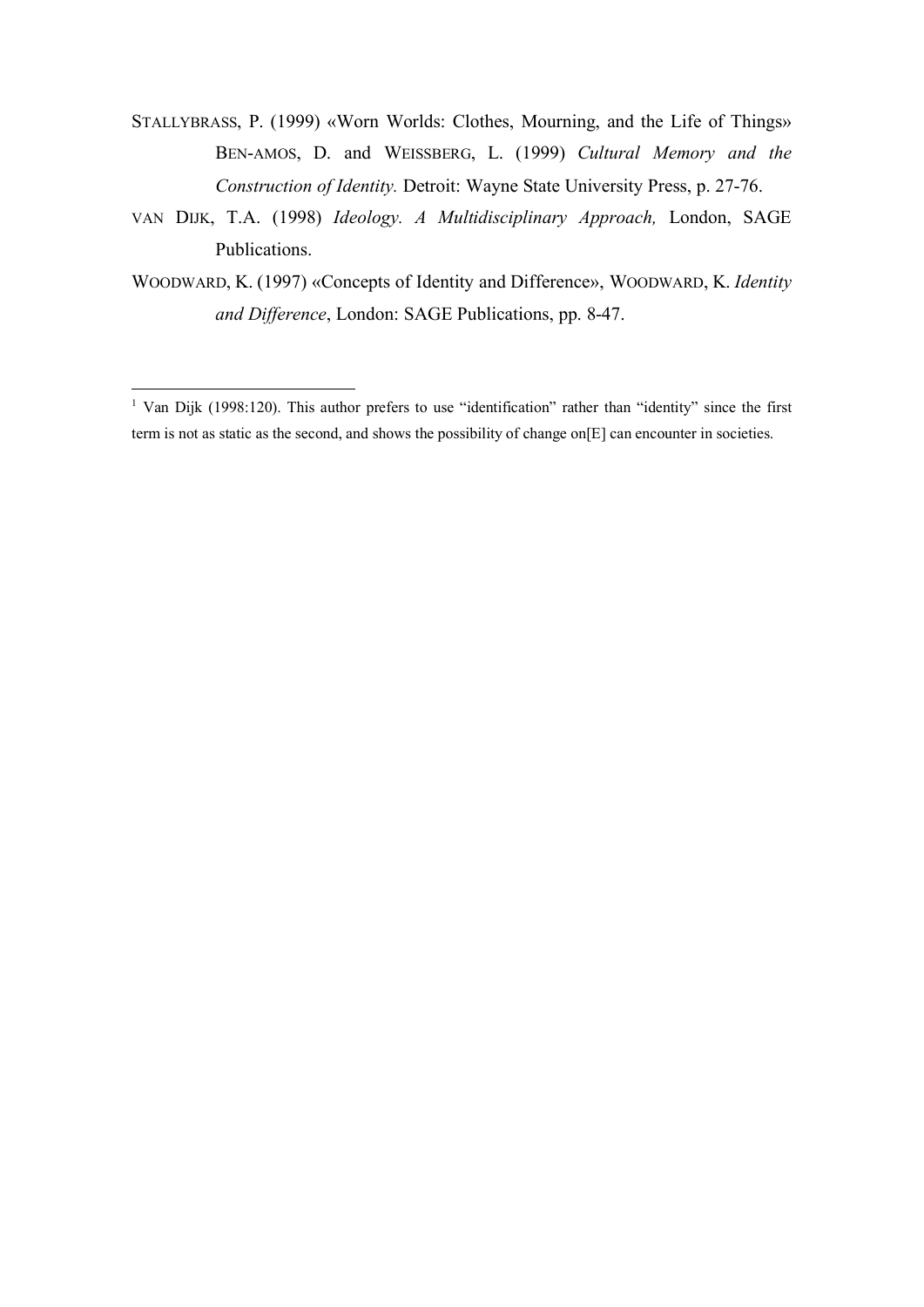STALLYBRASS, P. (1999) «Worn Worlds: Clothes, Mourning, and the Life of Things» BEN-AMOS, D. and WEISSBERG, L. (1999) *Cultural Memory and the Construction of Identity.* Detroit: Wayne State University Press, p. 27-76.

VAN DIJK, T.A. (1998) *Ideology. A Multidisciplinary Approach,* London, SAGE Publications.

WOODWARD, K. (1997) «Concepts of Identity and Difference», WOODWARD, K. *Identity and Difference*, London: SAGE Publications, pp. 8-47.

---

[1] Van Dijk (1998:120). This author prefers to use "identification" rather than "identity" since the first term is not as static as the second, and shows the possibility of change on[E] can encounter in societies.